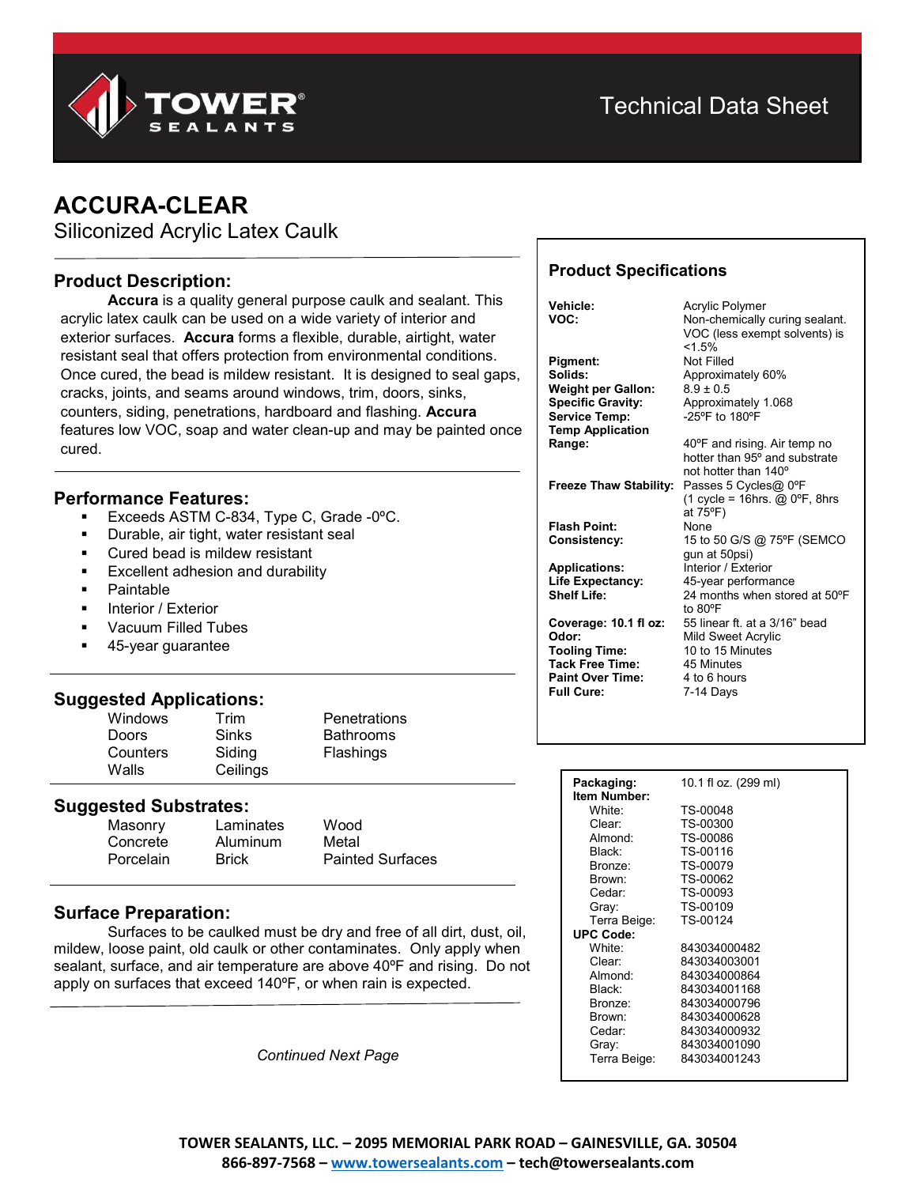# TOWER SEALANTS

Technical Data Sheet

## ACCURA-CLEAR

Siliconized Acrylic Latex Caulk

### Product Description:

**Accura** is a quality general purpose caulk and sealant. This acrylic latex caulk can be used on a wide variety of interior and exterior surfaces. **Accura** forms a flexible, durable, airtight, water resistant seal that offers protection from environmental conditions. Once cured, the bead is mildew resistant. It is designed to seal gaps, cracks, joints, and seams around windows, trim, doors, sinks, counters, siding, penetrations, hardboard and flashing. **Accura** features low VOC, soap and water clean-up and may be painted once cured.

### Performance Features:

- Exceeds ASTM C-834, Type C, Grade -0ºC.
- Durable, air tight, water resistant seal
- Cured bead is mildew resistant
- Excellent adhesion and durability
- Paintable
- Interior / Exterior
- Vacuum Filled Tubes
- 45-year guarantee

### Suggested Applications:

| | | |
|---|---|---|
| Windows | Trim | Penetrations |
| Doors | Sinks | Bathrooms |
| Counters | Siding | Flashings |
| Walls | Ceilings | |

### Suggested Substrates:

| | | |
|---|---|---|
| Masonry | Laminates | Wood |
| Concrete | Aluminum | Metal |
| Porcelain | Brick | Painted Surfaces |

### Surface Preparation:

Surfaces to be caulked must be dry and free of all dirt, dust, oil, mildew, loose paint, old caulk or other contaminates. Only apply when sealant, surface, and air temperature are above 40ºF and rising. Do not apply on surfaces that exceed 140ºF, or when rain is expected.

*Continued Next Page*

### Product Specifications

| | |
|---|---|
| **Vehicle:** | Acrylic Polymer |
| **VOC:** | Non-chemically curing sealant. VOC (less exempt solvents) is <1.5% |
| **Pigment:** | Not Filled |
| **Solids:** | Approximately 60% |
| **Weight per Gallon:** | 8.9 ± 0.5 |
| **Specific Gravity:** | Approximately 1.068 |
| **Service Temp:** | -25ºF to 180ºF |
| **Temp Application Range:** | 40ºF and rising. Air temp no hotter than 95º and substrate not hotter than 140º |
| **Freeze Thaw Stability:** | Passes 5 Cycles@ 0ºF (1 cycle = 16hrs. @ 0ºF, 8hrs at 75ºF) |
| **Flash Point:** | None |
| **Consistency:** | 15 to 50 G/S @ 75ºF (SEMCO gun at 50psi) |
| **Applications:** | Interior / Exterior |
| **Life Expectancy:** | 45-year performance |
| **Shelf Life:** | 24 months when stored at 50ºF to 80ºF |
| **Coverage: 10.1 fl oz:** | 55 linear ft. at a 3/16" bead |
| **Odor:** | Mild Sweet Acrylic |
| **Tooling Time:** | 10 to 15 Minutes |
| **Tack Free Time:** | 45 Minutes |
| **Paint Over Time:** | 4 to 6 hours |
| **Full Cure:** | 7-14 Days |

| | |
|---|---|
| **Packaging:** | 10.1 fl oz. (299 ml) |
| **Item Number:** | |
| White: | TS-00048 |
| Clear: | TS-00300 |
| Almond: | TS-00086 |
| Black: | TS-00116 |
| Bronze: | TS-00079 |
| Brown: | TS-00062 |
| Cedar: | TS-00093 |
| Gray: | TS-00109 |
| Terra Beige: | TS-00124 |
| **UPC Code:** | |
| White: | 843034000482 |
| Clear: | 843034003001 |
| Almond: | 843034000864 |
| Black: | 843034001168 |
| Bronze: | 843034000796 |
| Brown: | 843034000628 |
| Cedar: | 843034000932 |
| Gray: | 843034001090 |
| Terra Beige: | 843034001243 |

**TOWER SEALANTS, LLC. – 2095 MEMORIAL PARK ROAD – GAINESVILLE, GA. 30504**
**866-897-7568 – www.towersealants.com – tech@towersealants.com**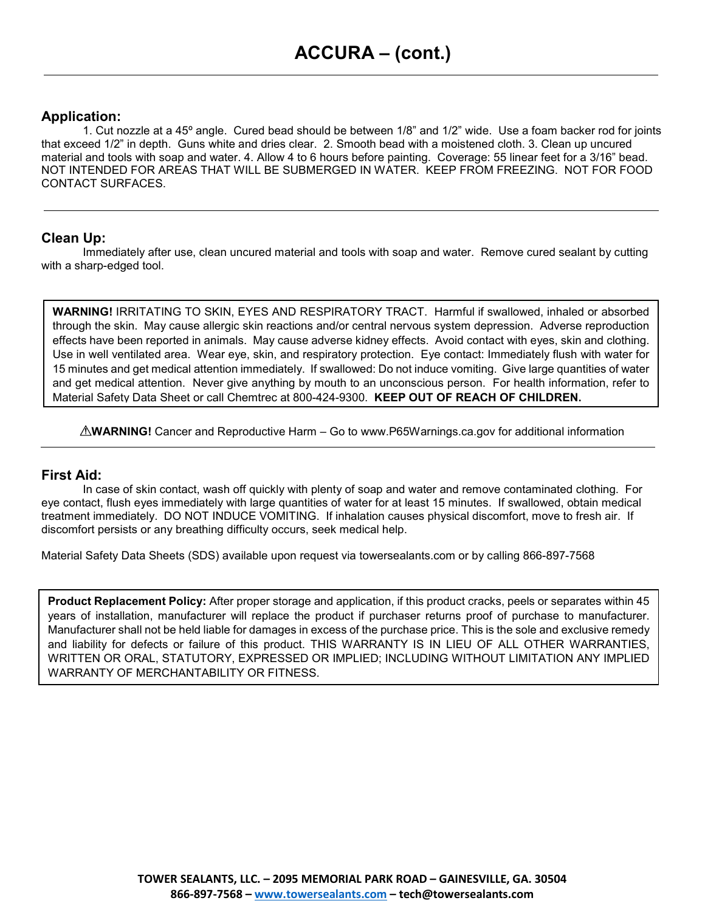# ACCURA – (cont.)

## Application:

1. Cut nozzle at a 45º angle. Cured bead should be between 1/8" and 1/2" wide. Use a foam backer rod for joints that exceed 1/2" in depth. Guns white and dries clear. 2. Smooth bead with a moistened cloth. 3. Clean up uncured material and tools with soap and water. 4. Allow 4 to 6 hours before painting. Coverage: 55 linear feet for a 3/16" bead. NOT INTENDED FOR AREAS THAT WILL BE SUBMERGED IN WATER. KEEP FROM FREEZING. NOT FOR FOOD CONTACT SURFACES.

## Clean Up:

Immediately after use, clean uncured material and tools with soap and water. Remove cured sealant by cutting with a sharp-edged tool.

**WARNING!** IRRITATING TO SKIN, EYES AND RESPIRATORY TRACT. Harmful if swallowed, inhaled or absorbed through the skin. May cause allergic skin reactions and/or central nervous system depression. Adverse reproduction effects have been reported in animals. May cause adverse kidney effects. Avoid contact with eyes, skin and clothing. Use in well ventilated area. Wear eye, skin, and respiratory protection. Eye contact: Immediately flush with water for 15 minutes and get medical attention immediately. If swallowed: Do not induce vomiting. Give large quantities of water and get medical attention. Never give anything by mouth to an unconscious person. For health information, refer to Material Safety Data Sheet or call Chemtrec at 800-424-9300. **KEEP OUT OF REACH OF CHILDREN.**

⚠**WARNING!** Cancer and Reproductive Harm – Go to www.P65Warnings.ca.gov for additional information

## First Aid:

In case of skin contact, wash off quickly with plenty of soap and water and remove contaminated clothing. For eye contact, flush eyes immediately with large quantities of water for at least 15 minutes. If swallowed, obtain medical treatment immediately. DO NOT INDUCE VOMITING. If inhalation causes physical discomfort, move to fresh air. If discomfort persists or any breathing difficulty occurs, seek medical help.

Material Safety Data Sheets (SDS) available upon request via towersealants.com or by calling 866-897-7568

**Product Replacement Policy:** After proper storage and application, if this product cracks, peels or separates within 45 years of installation, manufacturer will replace the product if purchaser returns proof of purchase to manufacturer. Manufacturer shall not be held liable for damages in excess of the purchase price. This is the sole and exclusive remedy and liability for defects or failure of this product. THIS WARRANTY IS IN LIEU OF ALL OTHER WARRANTIES, WRITTEN OR ORAL, STATUTORY, EXPRESSED OR IMPLIED; INCLUDING WITHOUT LIMITATION ANY IMPLIED WARRANTY OF MERCHANTABILITY OR FITNESS.

**TOWER SEALANTS, LLC. – 2095 MEMORIAL PARK ROAD – GAINESVILLE, GA. 30504**
**866-897-7568 – www.towersealants.com – tech@towersealants.com**